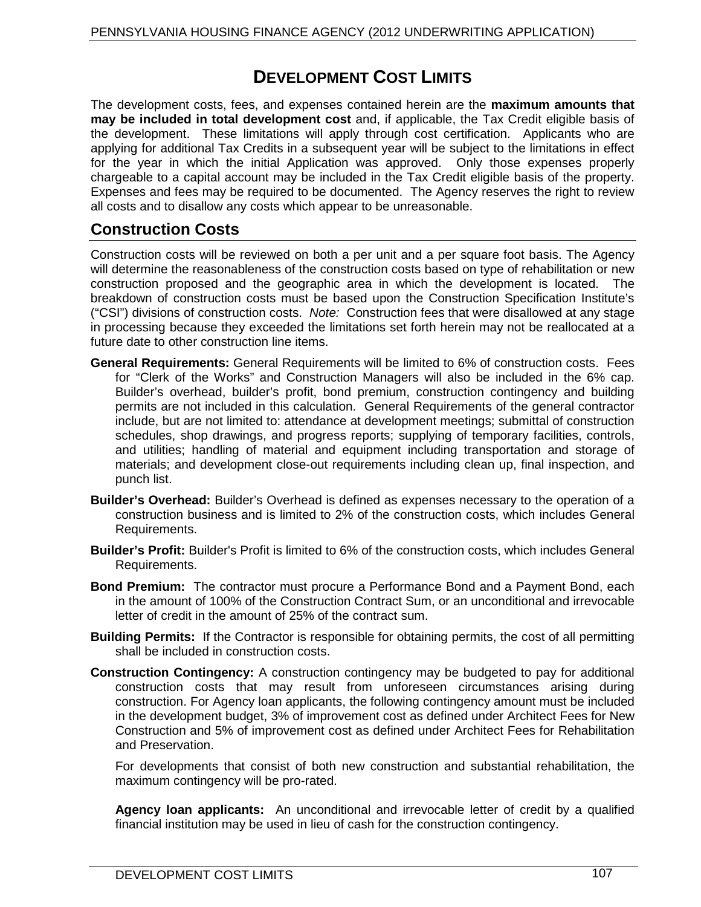# DEVELOPMENT COST LIMITS

The development costs, fees, and expenses contained herein are the **maximum amounts that may be included in total development cost** and, if applicable, the Tax Credit eligible basis of the development. These limitations will apply through cost certification. Applicants who are applying for additional Tax Credits in a subsequent year will be subject to the limitations in effect for the year in which the initial Application was approved. Only those expenses properly chargeable to a capital account may be included in the Tax Credit eligible basis of the property. Expenses and fees may be required to be documented. The Agency reserves the right to review all costs and to disallow any costs which appear to be unreasonable.

## Construction Costs

Construction costs will be reviewed on both a per unit and a per square foot basis. The Agency will determine the reasonableness of the construction costs based on type of rehabilitation or new construction proposed and the geographic area in which the development is located. The breakdown of construction costs must be based upon the Construction Specification Institute's ("CSI") divisions of construction costs. *Note:* Construction fees that were disallowed at any stage in processing because they exceeded the limitations set forth herein may not be reallocated at a future date to other construction line items.

**General Requirements:** General Requirements will be limited to 6% of construction costs. Fees for "Clerk of the Works" and Construction Managers will also be included in the 6% cap. Builder's overhead, builder's profit, bond premium, construction contingency and building permits are not included in this calculation. General Requirements of the general contractor include, but are not limited to: attendance at development meetings; submittal of construction schedules, shop drawings, and progress reports; supplying of temporary facilities, controls, and utilities; handling of material and equipment including transportation and storage of materials; and development close-out requirements including clean up, final inspection, and punch list.

**Builder's Overhead:** Builder's Overhead is defined as expenses necessary to the operation of a construction business and is limited to 2% of the construction costs, which includes General Requirements.

**Builder's Profit:** Builder's Profit is limited to 6% of the construction costs, which includes General Requirements.

**Bond Premium:** The contractor must procure a Performance Bond and a Payment Bond, each in the amount of 100% of the Construction Contract Sum, or an unconditional and irrevocable letter of credit in the amount of 25% of the contract sum.

**Building Permits:** If the Contractor is responsible for obtaining permits, the cost of all permitting shall be included in construction costs.

**Construction Contingency:** A construction contingency may be budgeted to pay for additional construction costs that may result from unforeseen circumstances arising during construction. For Agency loan applicants, the following contingency amount must be included in the development budget, 3% of improvement cost as defined under Architect Fees for New Construction and 5% of improvement cost as defined under Architect Fees for Rehabilitation and Preservation.

For developments that consist of both new construction and substantial rehabilitation, the maximum contingency will be pro-rated.

**Agency loan applicants:** An unconditional and irrevocable letter of credit by a qualified financial institution may be used in lieu of cash for the construction contingency.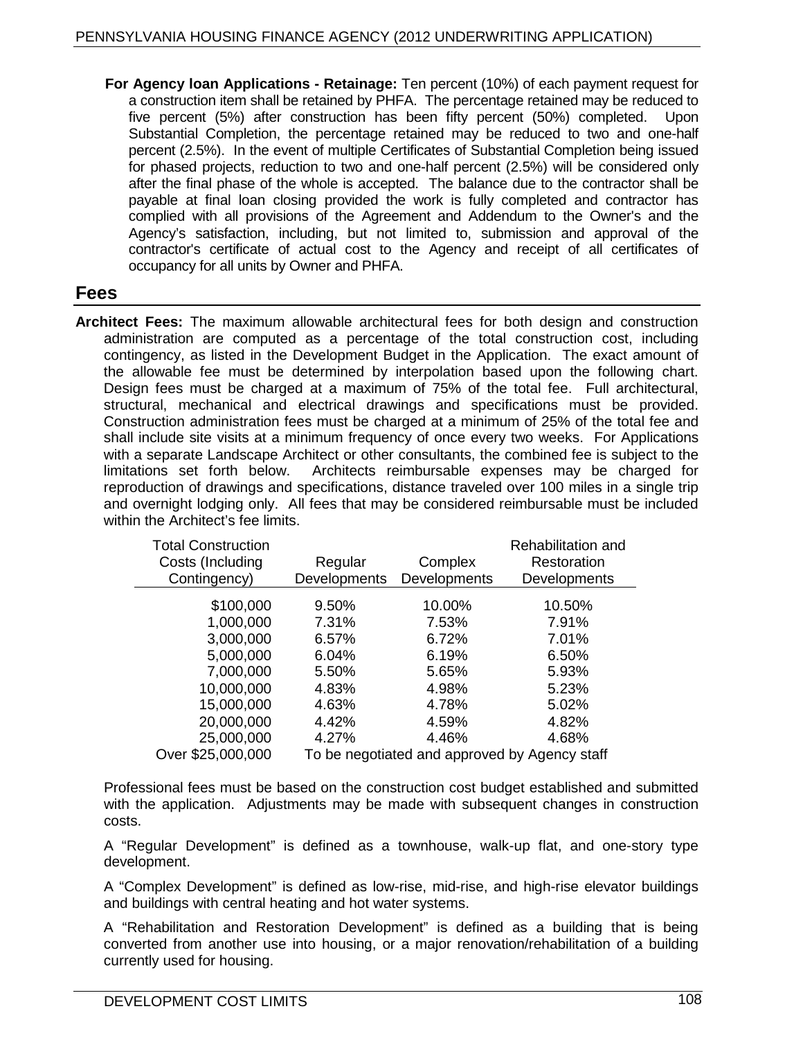**For Agency loan Applications - Retainage:** Ten percent (10%) of each payment request for a construction item shall be retained by PHFA. The percentage retained may be reduced to five percent (5%) after construction has been fifty percent (50%) completed. Upon Substantial Completion, the percentage retained may be reduced to two and one-half percent (2.5%). In the event of multiple Certificates of Substantial Completion being issued for phased projects, reduction to two and one-half percent (2.5%) will be considered only after the final phase of the whole is accepted. The balance due to the contractor shall be payable at final loan closing provided the work is fully completed and contractor has complied with all provisions of the Agreement and Addendum to the Owner's and the Agency's satisfaction, including, but not limited to, submission and approval of the contractor's certificate of actual cost to the Agency and receipt of all certificates of occupancy for all units by Owner and PHFA.

## Fees

**Architect Fees:** The maximum allowable architectural fees for both design and construction administration are computed as a percentage of the total construction cost, including contingency, as listed in the Development Budget in the Application. The exact amount of the allowable fee must be determined by interpolation based upon the following chart. Design fees must be charged at a maximum of 75% of the total fee. Full architectural, structural, mechanical and electrical drawings and specifications must be provided. Construction administration fees must be charged at a minimum of 25% of the total fee and shall include site visits at a minimum frequency of once every two weeks. For Applications with a separate Landscape Architect or other consultants, the combined fee is subject to the limitations set forth below. Architects reimbursable expenses may be charged for reproduction of drawings and specifications, distance traveled over 100 miles in a single trip and overnight lodging only. All fees that may be considered reimbursable must be included within the Architect's fee limits.

| Total Construction Costs (Including Contingency) | Regular Developments | Complex Developments | Rehabilitation and Restoration Developments |
|---|---|---|---|
| $100,000 | 9.50% | 10.00% | 10.50% |
| 1,000,000 | 7.31% | 7.53% | 7.91% |
| 3,000,000 | 6.57% | 6.72% | 7.01% |
| 5,000,000 | 6.04% | 6.19% | 6.50% |
| 7,000,000 | 5.50% | 5.65% | 5.93% |
| 10,000,000 | 4.83% | 4.98% | 5.23% |
| 15,000,000 | 4.63% | 4.78% | 5.02% |
| 20,000,000 | 4.42% | 4.59% | 4.82% |
| 25,000,000 | 4.27% | 4.46% | 4.68% |
| Over $25,000,000 | To be negotiated and approved by Agency staff | | |

Professional fees must be based on the construction cost budget established and submitted with the application. Adjustments may be made with subsequent changes in construction costs.

A "Regular Development" is defined as a townhouse, walk-up flat, and one-story type development.

A "Complex Development" is defined as low-rise, mid-rise, and high-rise elevator buildings and buildings with central heating and hot water systems.

A "Rehabilitation and Restoration Development" is defined as a building that is being converted from another use into housing, or a major renovation/rehabilitation of a building currently used for housing.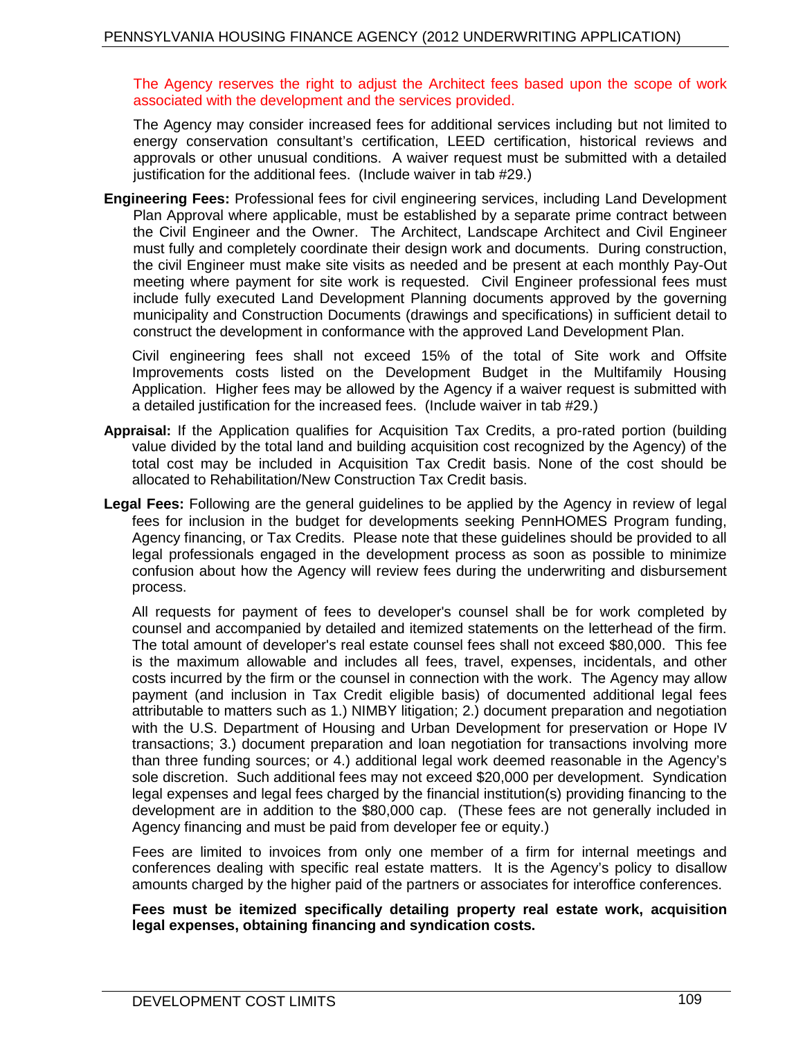The Agency reserves the right to adjust the Architect fees based upon the scope of work associated with the development and the services provided.

The Agency may consider increased fees for additional services including but not limited to energy conservation consultant's certification, LEED certification, historical reviews and approvals or other unusual conditions. A waiver request must be submitted with a detailed justification for the additional fees. (Include waiver in tab #29.)

**Engineering Fees:** Professional fees for civil engineering services, including Land Development Plan Approval where applicable, must be established by a separate prime contract between the Civil Engineer and the Owner. The Architect, Landscape Architect and Civil Engineer must fully and completely coordinate their design work and documents. During construction, the civil Engineer must make site visits as needed and be present at each monthly Pay-Out meeting where payment for site work is requested. Civil Engineer professional fees must include fully executed Land Development Planning documents approved by the governing municipality and Construction Documents (drawings and specifications) in sufficient detail to construct the development in conformance with the approved Land Development Plan.

Civil engineering fees shall not exceed 15% of the total of Site work and Offsite Improvements costs listed on the Development Budget in the Multifamily Housing Application. Higher fees may be allowed by the Agency if a waiver request is submitted with a detailed justification for the increased fees. (Include waiver in tab #29.)

**Appraisal:** If the Application qualifies for Acquisition Tax Credits, a pro-rated portion (building value divided by the total land and building acquisition cost recognized by the Agency) of the total cost may be included in Acquisition Tax Credit basis. None of the cost should be allocated to Rehabilitation/New Construction Tax Credit basis.

**Legal Fees:** Following are the general guidelines to be applied by the Agency in review of legal fees for inclusion in the budget for developments seeking PennHOMES Program funding, Agency financing, or Tax Credits. Please note that these guidelines should be provided to all legal professionals engaged in the development process as soon as possible to minimize confusion about how the Agency will review fees during the underwriting and disbursement process.

All requests for payment of fees to developer's counsel shall be for work completed by counsel and accompanied by detailed and itemized statements on the letterhead of the firm. The total amount of developer's real estate counsel fees shall not exceed $80,000. This fee is the maximum allowable and includes all fees, travel, expenses, incidentals, and other costs incurred by the firm or the counsel in connection with the work. The Agency may allow payment (and inclusion in Tax Credit eligible basis) of documented additional legal fees attributable to matters such as 1.) NIMBY litigation; 2.) document preparation and negotiation with the U.S. Department of Housing and Urban Development for preservation or Hope IV transactions; 3.) document preparation and loan negotiation for transactions involving more than three funding sources; or 4.) additional legal work deemed reasonable in the Agency's sole discretion. Such additional fees may not exceed $20,000 per development. Syndication legal expenses and legal fees charged by the financial institution(s) providing financing to the development are in addition to the $80,000 cap. (These fees are not generally included in Agency financing and must be paid from developer fee or equity.)

Fees are limited to invoices from only one member of a firm for internal meetings and conferences dealing with specific real estate matters. It is the Agency's policy to disallow amounts charged by the higher paid of the partners or associates for interoffice conferences.

**Fees must be itemized specifically detailing property real estate work, acquisition legal expenses, obtaining financing and syndication costs.**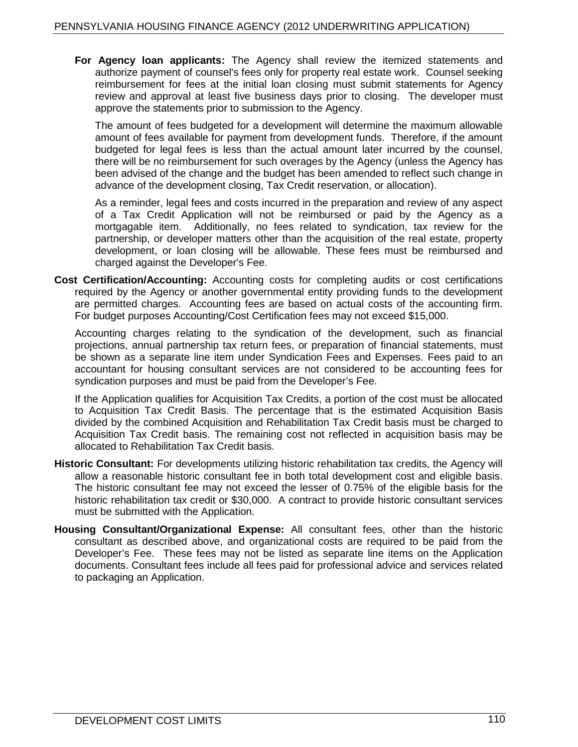**For Agency loan applicants:** The Agency shall review the itemized statements and authorize payment of counsel's fees only for property real estate work. Counsel seeking reimbursement for fees at the initial loan closing must submit statements for Agency review and approval at least five business days prior to closing. The developer must approve the statements prior to submission to the Agency.

The amount of fees budgeted for a development will determine the maximum allowable amount of fees available for payment from development funds. Therefore, if the amount budgeted for legal fees is less than the actual amount later incurred by the counsel, there will be no reimbursement for such overages by the Agency (unless the Agency has been advised of the change and the budget has been amended to reflect such change in advance of the development closing, Tax Credit reservation, or allocation).

As a reminder, legal fees and costs incurred in the preparation and review of any aspect of a Tax Credit Application will not be reimbursed or paid by the Agency as a mortgagable item. Additionally, no fees related to syndication, tax review for the partnership, or developer matters other than the acquisition of the real estate, property development, or loan closing will be allowable. These fees must be reimbursed and charged against the Developer's Fee.

**Cost Certification/Accounting:** Accounting costs for completing audits or cost certifications required by the Agency or another governmental entity providing funds to the development are permitted charges. Accounting fees are based on actual costs of the accounting firm. For budget purposes Accounting/Cost Certification fees may not exceed $15,000.

Accounting charges relating to the syndication of the development, such as financial projections, annual partnership tax return fees, or preparation of financial statements, must be shown as a separate line item under Syndication Fees and Expenses. Fees paid to an accountant for housing consultant services are not considered to be accounting fees for syndication purposes and must be paid from the Developer's Fee.

If the Application qualifies for Acquisition Tax Credits, a portion of the cost must be allocated to Acquisition Tax Credit Basis. The percentage that is the estimated Acquisition Basis divided by the combined Acquisition and Rehabilitation Tax Credit basis must be charged to Acquisition Tax Credit basis. The remaining cost not reflected in acquisition basis may be allocated to Rehabilitation Tax Credit basis.

**Historic Consultant:** For developments utilizing historic rehabilitation tax credits, the Agency will allow a reasonable historic consultant fee in both total development cost and eligible basis. The historic consultant fee may not exceed the lesser of 0.75% of the eligible basis for the historic rehabilitation tax credit or $30,000. A contract to provide historic consultant services must be submitted with the Application.

**Housing Consultant/Organizational Expense:** All consultant fees, other than the historic consultant as described above, and organizational costs are required to be paid from the Developer's Fee. These fees may not be listed as separate line items on the Application documents. Consultant fees include all fees paid for professional advice and services related to packaging an Application.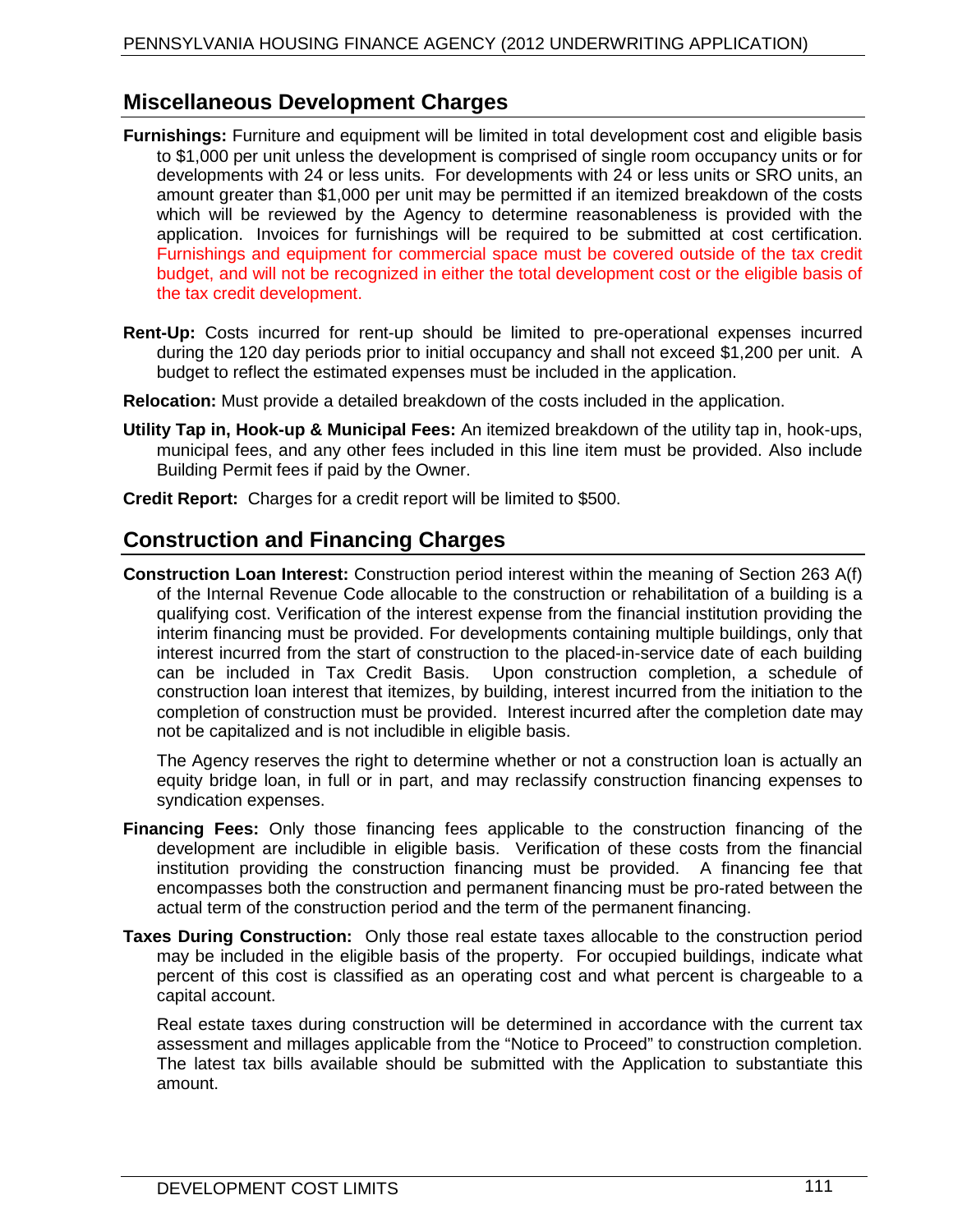## Miscellaneous Development Charges

**Furnishings:** Furniture and equipment will be limited in total development cost and eligible basis to $1,000 per unit unless the development is comprised of single room occupancy units or for developments with 24 or less units. For developments with 24 or less units or SRO units, an amount greater than $1,000 per unit may be permitted if an itemized breakdown of the costs which will be reviewed by the Agency to determine reasonableness is provided with the application. Invoices for furnishings will be required to be submitted at cost certification. Furnishings and equipment for commercial space must be covered outside of the tax credit budget, and will not be recognized in either the total development cost or the eligible basis of the tax credit development.

**Rent-Up:** Costs incurred for rent-up should be limited to pre-operational expenses incurred during the 120 day periods prior to initial occupancy and shall not exceed $1,200 per unit. A budget to reflect the estimated expenses must be included in the application.

**Relocation:** Must provide a detailed breakdown of the costs included in the application.

**Utility Tap in, Hook-up & Municipal Fees:** An itemized breakdown of the utility tap in, hook-ups, municipal fees, and any other fees included in this line item must be provided. Also include Building Permit fees if paid by the Owner.

**Credit Report:** Charges for a credit report will be limited to $500.

## Construction and Financing Charges

**Construction Loan Interest:** Construction period interest within the meaning of Section 263 A(f) of the Internal Revenue Code allocable to the construction or rehabilitation of a building is a qualifying cost. Verification of the interest expense from the financial institution providing the interim financing must be provided. For developments containing multiple buildings, only that interest incurred from the start of construction to the placed-in-service date of each building can be included in Tax Credit Basis. Upon construction completion, a schedule of construction loan interest that itemizes, by building, interest incurred from the initiation to the completion of construction must be provided. Interest incurred after the completion date may not be capitalized and is not includible in eligible basis.

The Agency reserves the right to determine whether or not a construction loan is actually an equity bridge loan, in full or in part, and may reclassify construction financing expenses to syndication expenses.

**Financing Fees:** Only those financing fees applicable to the construction financing of the development are includible in eligible basis. Verification of these costs from the financial institution providing the construction financing must be provided. A financing fee that encompasses both the construction and permanent financing must be pro-rated between the actual term of the construction period and the term of the permanent financing.

**Taxes During Construction:** Only those real estate taxes allocable to the construction period may be included in the eligible basis of the property. For occupied buildings, indicate what percent of this cost is classified as an operating cost and what percent is chargeable to a capital account.

Real estate taxes during construction will be determined in accordance with the current tax assessment and millages applicable from the "Notice to Proceed" to construction completion. The latest tax bills available should be submitted with the Application to substantiate this amount.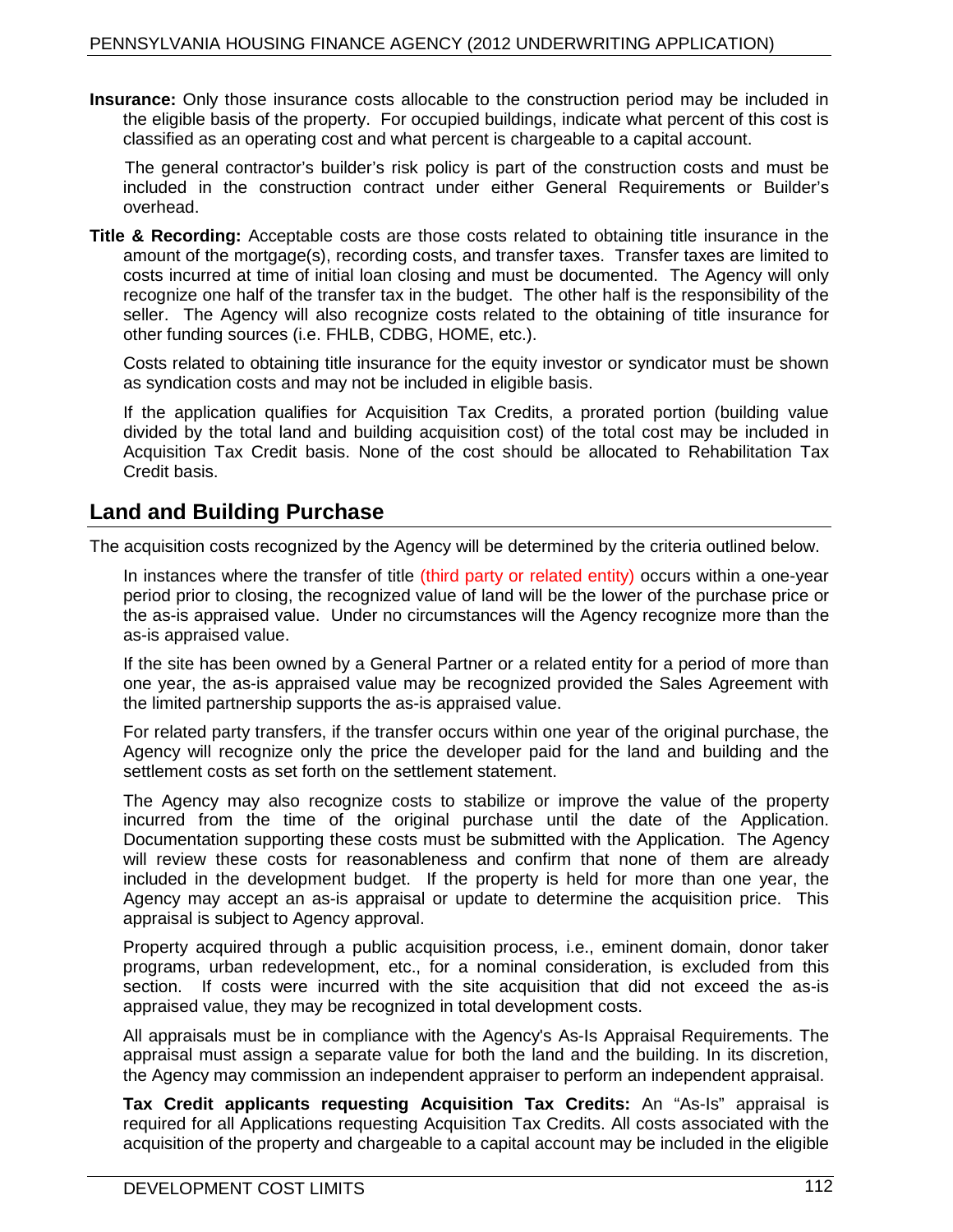**Insurance:** Only those insurance costs allocable to the construction period may be included in the eligible basis of the property. For occupied buildings, indicate what percent of this cost is classified as an operating cost and what percent is chargeable to a capital account.

The general contractor's builder's risk policy is part of the construction costs and must be included in the construction contract under either General Requirements or Builder's overhead.

**Title & Recording:** Acceptable costs are those costs related to obtaining title insurance in the amount of the mortgage(s), recording costs, and transfer taxes. Transfer taxes are limited to costs incurred at time of initial loan closing and must be documented. The Agency will only recognize one half of the transfer tax in the budget. The other half is the responsibility of the seller. The Agency will also recognize costs related to the obtaining of title insurance for other funding sources (i.e. FHLB, CDBG, HOME, etc.).

Costs related to obtaining title insurance for the equity investor or syndicator must be shown as syndication costs and may not be included in eligible basis.

If the application qualifies for Acquisition Tax Credits, a prorated portion (building value divided by the total land and building acquisition cost) of the total cost may be included in Acquisition Tax Credit basis. None of the cost should be allocated to Rehabilitation Tax Credit basis.

## Land and Building Purchase

The acquisition costs recognized by the Agency will be determined by the criteria outlined below.

In instances where the transfer of title (third party or related entity) occurs within a one-year period prior to closing, the recognized value of land will be the lower of the purchase price or the as-is appraised value. Under no circumstances will the Agency recognize more than the as-is appraised value.

If the site has been owned by a General Partner or a related entity for a period of more than one year, the as-is appraised value may be recognized provided the Sales Agreement with the limited partnership supports the as-is appraised value.

For related party transfers, if the transfer occurs within one year of the original purchase, the Agency will recognize only the price the developer paid for the land and building and the settlement costs as set forth on the settlement statement.

The Agency may also recognize costs to stabilize or improve the value of the property incurred from the time of the original purchase until the date of the Application. Documentation supporting these costs must be submitted with the Application. The Agency will review these costs for reasonableness and confirm that none of them are already included in the development budget. If the property is held for more than one year, the Agency may accept an as-is appraisal or update to determine the acquisition price. This appraisal is subject to Agency approval.

Property acquired through a public acquisition process, i.e., eminent domain, donor taker programs, urban redevelopment, etc., for a nominal consideration, is excluded from this section. If costs were incurred with the site acquisition that did not exceed the as-is appraised value, they may be recognized in total development costs.

All appraisals must be in compliance with the Agency's As-Is Appraisal Requirements. The appraisal must assign a separate value for both the land and the building. In its discretion, the Agency may commission an independent appraiser to perform an independent appraisal.

**Tax Credit applicants requesting Acquisition Tax Credits:** An "As-Is" appraisal is required for all Applications requesting Acquisition Tax Credits. All costs associated with the acquisition of the property and chargeable to a capital account may be included in the eligible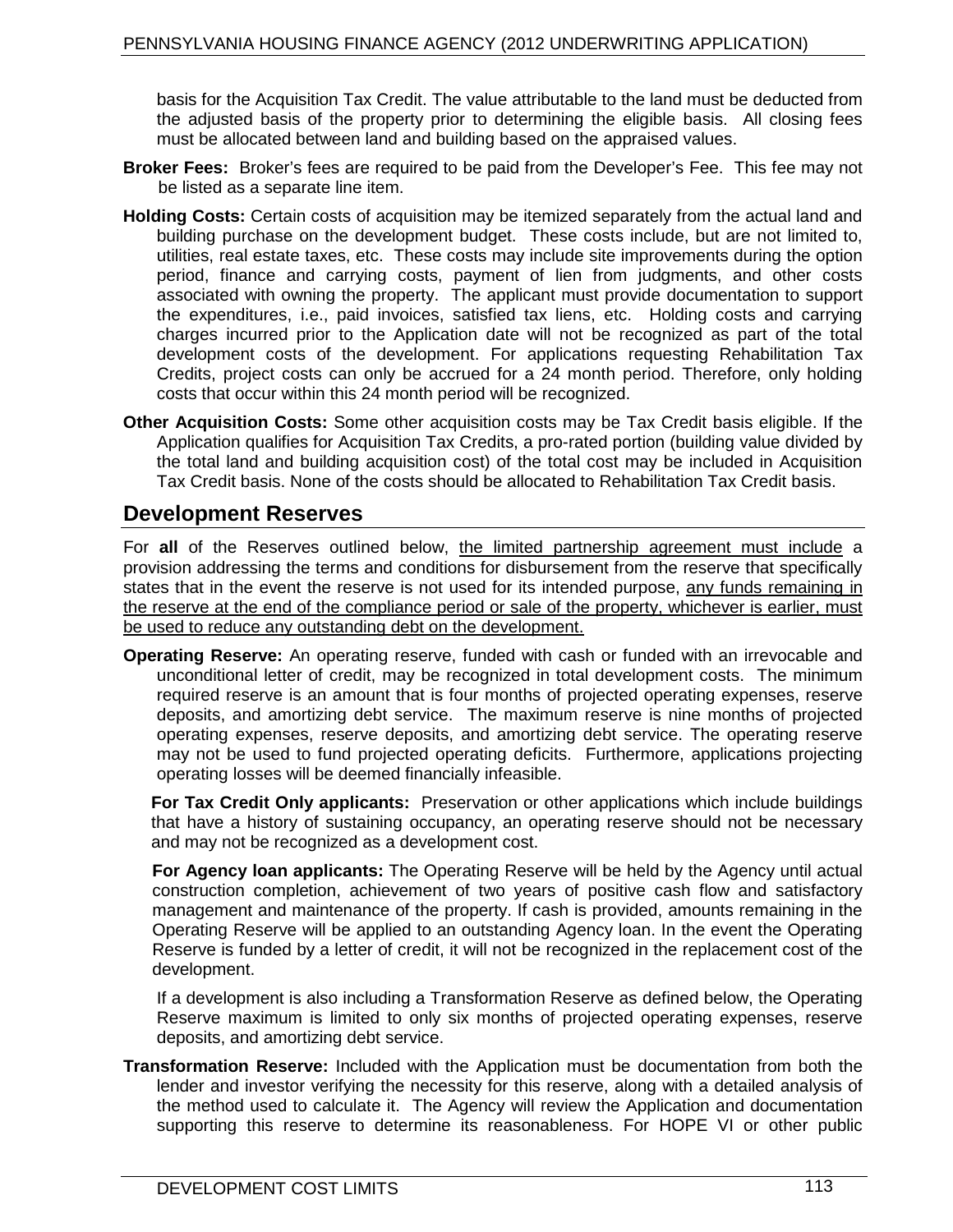basis for the Acquisition Tax Credit. The value attributable to the land must be deducted from the adjusted basis of the property prior to determining the eligible basis. All closing fees must be allocated between land and building based on the appraised values.

**Broker Fees:** Broker's fees are required to be paid from the Developer's Fee. This fee may not be listed as a separate line item.

**Holding Costs:** Certain costs of acquisition may be itemized separately from the actual land and building purchase on the development budget. These costs include, but are not limited to, utilities, real estate taxes, etc. These costs may include site improvements during the option period, finance and carrying costs, payment of lien from judgments, and other costs associated with owning the property. The applicant must provide documentation to support the expenditures, i.e., paid invoices, satisfied tax liens, etc. Holding costs and carrying charges incurred prior to the Application date will not be recognized as part of the total development costs of the development. For applications requesting Rehabilitation Tax Credits, project costs can only be accrued for a 24 month period. Therefore, only holding costs that occur within this 24 month period will be recognized.

**Other Acquisition Costs:** Some other acquisition costs may be Tax Credit basis eligible. If the Application qualifies for Acquisition Tax Credits, a pro-rated portion (building value divided by the total land and building acquisition cost) of the total cost may be included in Acquisition Tax Credit basis. None of the costs should be allocated to Rehabilitation Tax Credit basis.

## Development Reserves

For **all** of the Reserves outlined below, the limited partnership agreement must include a provision addressing the terms and conditions for disbursement from the reserve that specifically states that in the event the reserve is not used for its intended purpose, any funds remaining in the reserve at the end of the compliance period or sale of the property, whichever is earlier, must be used to reduce any outstanding debt on the development.

**Operating Reserve:** An operating reserve, funded with cash or funded with an irrevocable and unconditional letter of credit, may be recognized in total development costs. The minimum required reserve is an amount that is four months of projected operating expenses, reserve deposits, and amortizing debt service. The maximum reserve is nine months of projected operating expenses, reserve deposits, and amortizing debt service. The operating reserve may not be used to fund projected operating deficits. Furthermore, applications projecting operating losses will be deemed financially infeasible.

**For Tax Credit Only applicants:** Preservation or other applications which include buildings that have a history of sustaining occupancy, an operating reserve should not be necessary and may not be recognized as a development cost.

**For Agency loan applicants:** The Operating Reserve will be held by the Agency until actual construction completion, achievement of two years of positive cash flow and satisfactory management and maintenance of the property. If cash is provided, amounts remaining in the Operating Reserve will be applied to an outstanding Agency loan. In the event the Operating Reserve is funded by a letter of credit, it will not be recognized in the replacement cost of the development.

If a development is also including a Transformation Reserve as defined below, the Operating Reserve maximum is limited to only six months of projected operating expenses, reserve deposits, and amortizing debt service.

**Transformation Reserve:** Included with the Application must be documentation from both the lender and investor verifying the necessity for this reserve, along with a detailed analysis of the method used to calculate it. The Agency will review the Application and documentation supporting this reserve to determine its reasonableness. For HOPE VI or other public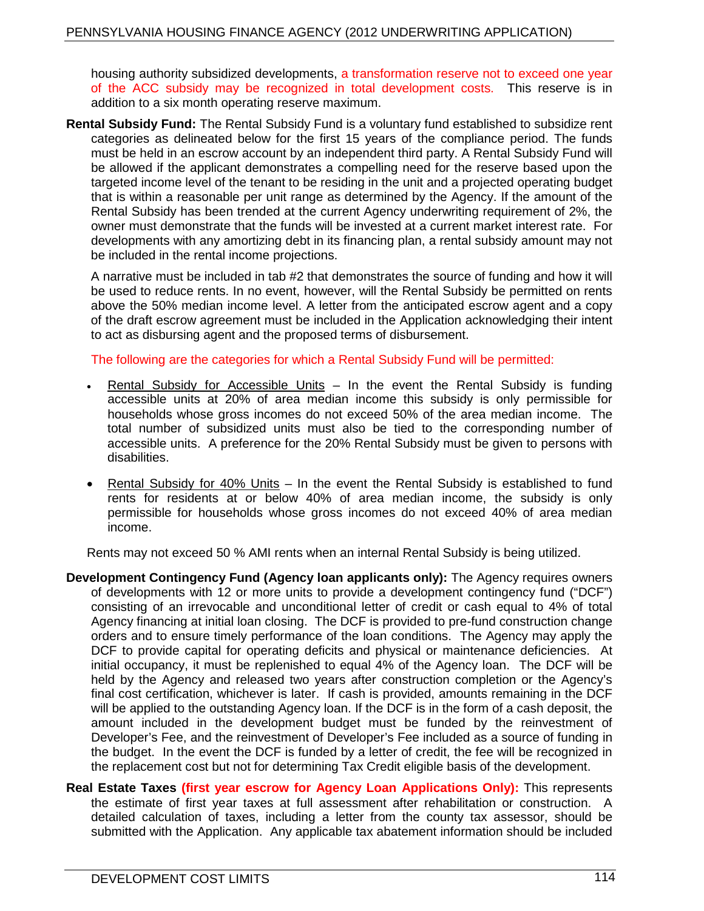housing authority subsidized developments, a transformation reserve not to exceed one year of the ACC subsidy may be recognized in total development costs. This reserve is in addition to a six month operating reserve maximum.

**Rental Subsidy Fund:** The Rental Subsidy Fund is a voluntary fund established to subsidize rent categories as delineated below for the first 15 years of the compliance period. The funds must be held in an escrow account by an independent third party. A Rental Subsidy Fund will be allowed if the applicant demonstrates a compelling need for the reserve based upon the targeted income level of the tenant to be residing in the unit and a projected operating budget that is within a reasonable per unit range as determined by the Agency. If the amount of the Rental Subsidy has been trended at the current Agency underwriting requirement of 2%, the owner must demonstrate that the funds will be invested at a current market interest rate. For developments with any amortizing debt in its financing plan, a rental subsidy amount may not be included in the rental income projections.

A narrative must be included in tab #2 that demonstrates the source of funding and how it will be used to reduce rents. In no event, however, will the Rental Subsidy be permitted on rents above the 50% median income level. A letter from the anticipated escrow agent and a copy of the draft escrow agreement must be included in the Application acknowledging their intent to act as disbursing agent and the proposed terms of disbursement.

The following are the categories for which a Rental Subsidy Fund will be permitted:

- Rental Subsidy for Accessible Units – In the event the Rental Subsidy is funding accessible units at 20% of area median income this subsidy is only permissible for households whose gross incomes do not exceed 50% of the area median income. The total number of subsidized units must also be tied to the corresponding number of accessible units. A preference for the 20% Rental Subsidy must be given to persons with disabilities.
- Rental Subsidy for 40% Units – In the event the Rental Subsidy is established to fund rents for residents at or below 40% of area median income, the subsidy is only permissible for households whose gross incomes do not exceed 40% of area median income.

Rents may not exceed 50 % AMI rents when an internal Rental Subsidy is being utilized.

**Development Contingency Fund (Agency loan applicants only):** The Agency requires owners of developments with 12 or more units to provide a development contingency fund ("DCF") consisting of an irrevocable and unconditional letter of credit or cash equal to 4% of total Agency financing at initial loan closing. The DCF is provided to pre-fund construction change orders and to ensure timely performance of the loan conditions. The Agency may apply the DCF to provide capital for operating deficits and physical or maintenance deficiencies. At initial occupancy, it must be replenished to equal 4% of the Agency loan. The DCF will be held by the Agency and released two years after construction completion or the Agency's final cost certification, whichever is later. If cash is provided, amounts remaining in the DCF will be applied to the outstanding Agency loan. If the DCF is in the form of a cash deposit, the amount included in the development budget must be funded by the reinvestment of Developer's Fee, and the reinvestment of Developer's Fee included as a source of funding in the budget. In the event the DCF is funded by a letter of credit, the fee will be recognized in the replacement cost but not for determining Tax Credit eligible basis of the development.

**Real Estate Taxes (first year escrow for Agency Loan Applications Only):** This represents the estimate of first year taxes at full assessment after rehabilitation or construction. A detailed calculation of taxes, including a letter from the county tax assessor, should be submitted with the Application. Any applicable tax abatement information should be included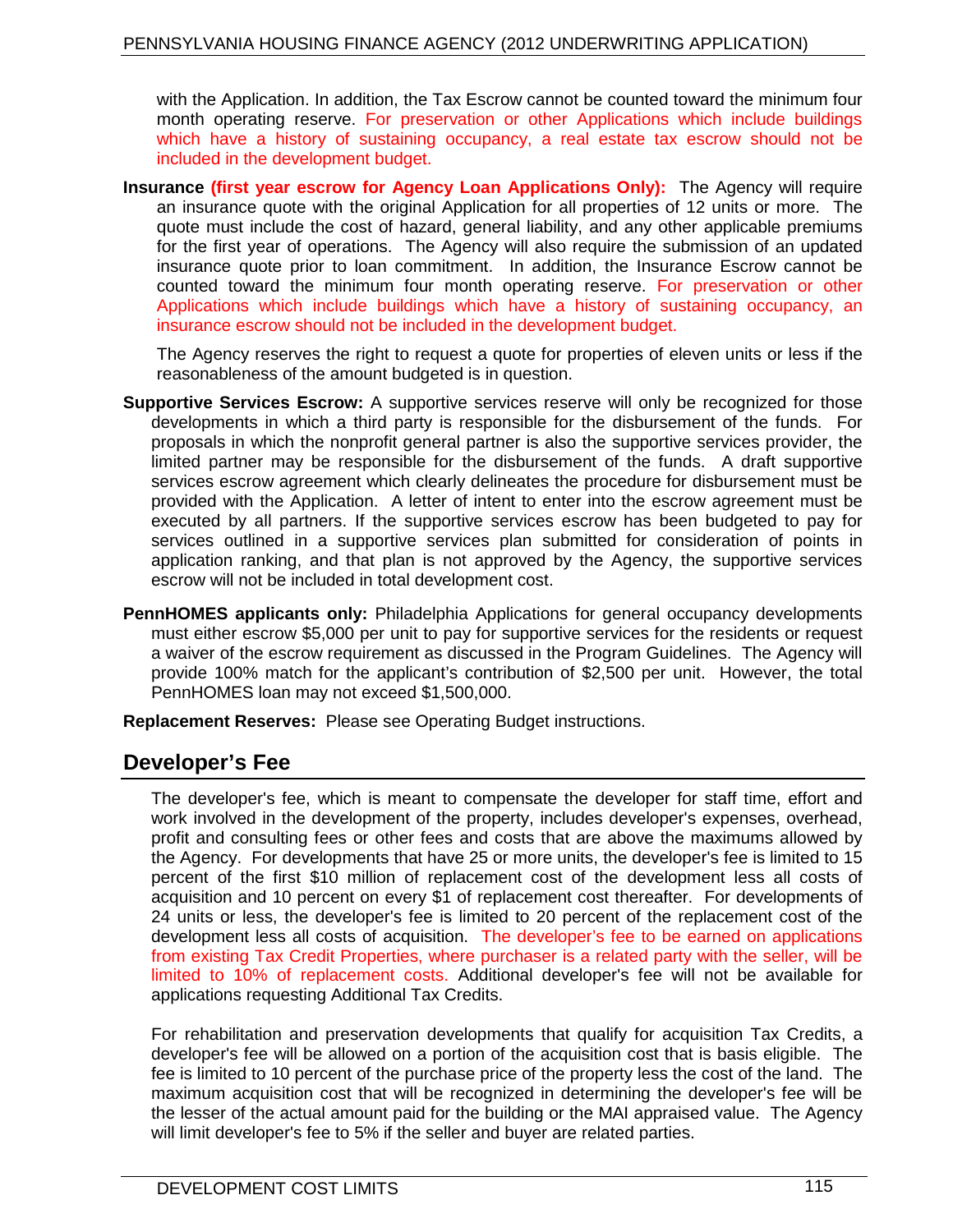with the Application. In addition, the Tax Escrow cannot be counted toward the minimum four month operating reserve. For preservation or other Applications which include buildings which have a history of sustaining occupancy, a real estate tax escrow should not be included in the development budget.

**Insurance (first year escrow for Agency Loan Applications Only):** The Agency will require an insurance quote with the original Application for all properties of 12 units or more. The quote must include the cost of hazard, general liability, and any other applicable premiums for the first year of operations. The Agency will also require the submission of an updated insurance quote prior to loan commitment. In addition, the Insurance Escrow cannot be counted toward the minimum four month operating reserve. For preservation or other Applications which include buildings which have a history of sustaining occupancy, an insurance escrow should not be included in the development budget.

The Agency reserves the right to request a quote for properties of eleven units or less if the reasonableness of the amount budgeted is in question.

**Supportive Services Escrow:** A supportive services reserve will only be recognized for those developments in which a third party is responsible for the disbursement of the funds. For proposals in which the nonprofit general partner is also the supportive services provider, the limited partner may be responsible for the disbursement of the funds. A draft supportive services escrow agreement which clearly delineates the procedure for disbursement must be provided with the Application. A letter of intent to enter into the escrow agreement must be executed by all partners. If the supportive services escrow has been budgeted to pay for services outlined in a supportive services plan submitted for consideration of points in application ranking, and that plan is not approved by the Agency, the supportive services escrow will not be included in total development cost.

**PennHOMES applicants only:** Philadelphia Applications for general occupancy developments must either escrow $5,000 per unit to pay for supportive services for the residents or request a waiver of the escrow requirement as discussed in the Program Guidelines. The Agency will provide 100% match for the applicant's contribution of $2,500 per unit. However, the total PennHOMES loan may not exceed $1,500,000.

**Replacement Reserves:** Please see Operating Budget instructions.

## Developer's Fee

The developer's fee, which is meant to compensate the developer for staff time, effort and work involved in the development of the property, includes developer's expenses, overhead, profit and consulting fees or other fees and costs that are above the maximums allowed by the Agency. For developments that have 25 or more units, the developer's fee is limited to 15 percent of the first $10 million of replacement cost of the development less all costs of acquisition and 10 percent on every $1 of replacement cost thereafter. For developments of 24 units or less, the developer's fee is limited to 20 percent of the replacement cost of the development less all costs of acquisition. The developer's fee to be earned on applications from existing Tax Credit Properties, where purchaser is a related party with the seller, will be limited to 10% of replacement costs. Additional developer's fee will not be available for applications requesting Additional Tax Credits.

For rehabilitation and preservation developments that qualify for acquisition Tax Credits, a developer's fee will be allowed on a portion of the acquisition cost that is basis eligible. The fee is limited to 10 percent of the purchase price of the property less the cost of the land. The maximum acquisition cost that will be recognized in determining the developer's fee will be the lesser of the actual amount paid for the building or the MAI appraised value. The Agency will limit developer's fee to 5% if the seller and buyer are related parties.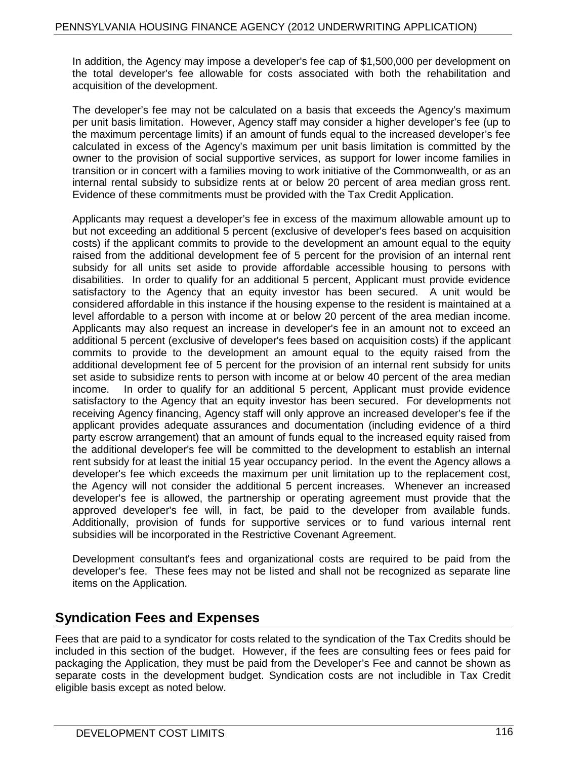In addition, the Agency may impose a developer's fee cap of $1,500,000 per development on the total developer's fee allowable for costs associated with both the rehabilitation and acquisition of the development.

The developer's fee may not be calculated on a basis that exceeds the Agency's maximum per unit basis limitation. However, Agency staff may consider a higher developer's fee (up to the maximum percentage limits) if an amount of funds equal to the increased developer's fee calculated in excess of the Agency's maximum per unit basis limitation is committed by the owner to the provision of social supportive services, as support for lower income families in transition or in concert with a families moving to work initiative of the Commonwealth, or as an internal rental subsidy to subsidize rents at or below 20 percent of area median gross rent. Evidence of these commitments must be provided with the Tax Credit Application.

Applicants may request a developer's fee in excess of the maximum allowable amount up to but not exceeding an additional 5 percent (exclusive of developer's fees based on acquisition costs) if the applicant commits to provide to the development an amount equal to the equity raised from the additional development fee of 5 percent for the provision of an internal rent subsidy for all units set aside to provide affordable accessible housing to persons with disabilities. In order to qualify for an additional 5 percent, Applicant must provide evidence satisfactory to the Agency that an equity investor has been secured. A unit would be considered affordable in this instance if the housing expense to the resident is maintained at a level affordable to a person with income at or below 20 percent of the area median income. Applicants may also request an increase in developer's fee in an amount not to exceed an additional 5 percent (exclusive of developer's fees based on acquisition costs) if the applicant commits to provide to the development an amount equal to the equity raised from the additional development fee of 5 percent for the provision of an internal rent subsidy for units set aside to subsidize rents to person with income at or below 40 percent of the area median income. In order to qualify for an additional 5 percent, Applicant must provide evidence satisfactory to the Agency that an equity investor has been secured. For developments not receiving Agency financing, Agency staff will only approve an increased developer's fee if the applicant provides adequate assurances and documentation (including evidence of a third party escrow arrangement) that an amount of funds equal to the increased equity raised from the additional developer's fee will be committed to the development to establish an internal rent subsidy for at least the initial 15 year occupancy period. In the event the Agency allows a developer's fee which exceeds the maximum per unit limitation up to the replacement cost, the Agency will not consider the additional 5 percent increases. Whenever an increased developer's fee is allowed, the partnership or operating agreement must provide that the approved developer's fee will, in fact, be paid to the developer from available funds. Additionally, provision of funds for supportive services or to fund various internal rent subsidies will be incorporated in the Restrictive Covenant Agreement.

Development consultant's fees and organizational costs are required to be paid from the developer's fee. These fees may not be listed and shall not be recognized as separate line items on the Application.

## Syndication Fees and Expenses

Fees that are paid to a syndicator for costs related to the syndication of the Tax Credits should be included in this section of the budget. However, if the fees are consulting fees or fees paid for packaging the Application, they must be paid from the Developer's Fee and cannot be shown as separate costs in the development budget. Syndication costs are not includible in Tax Credit eligible basis except as noted below.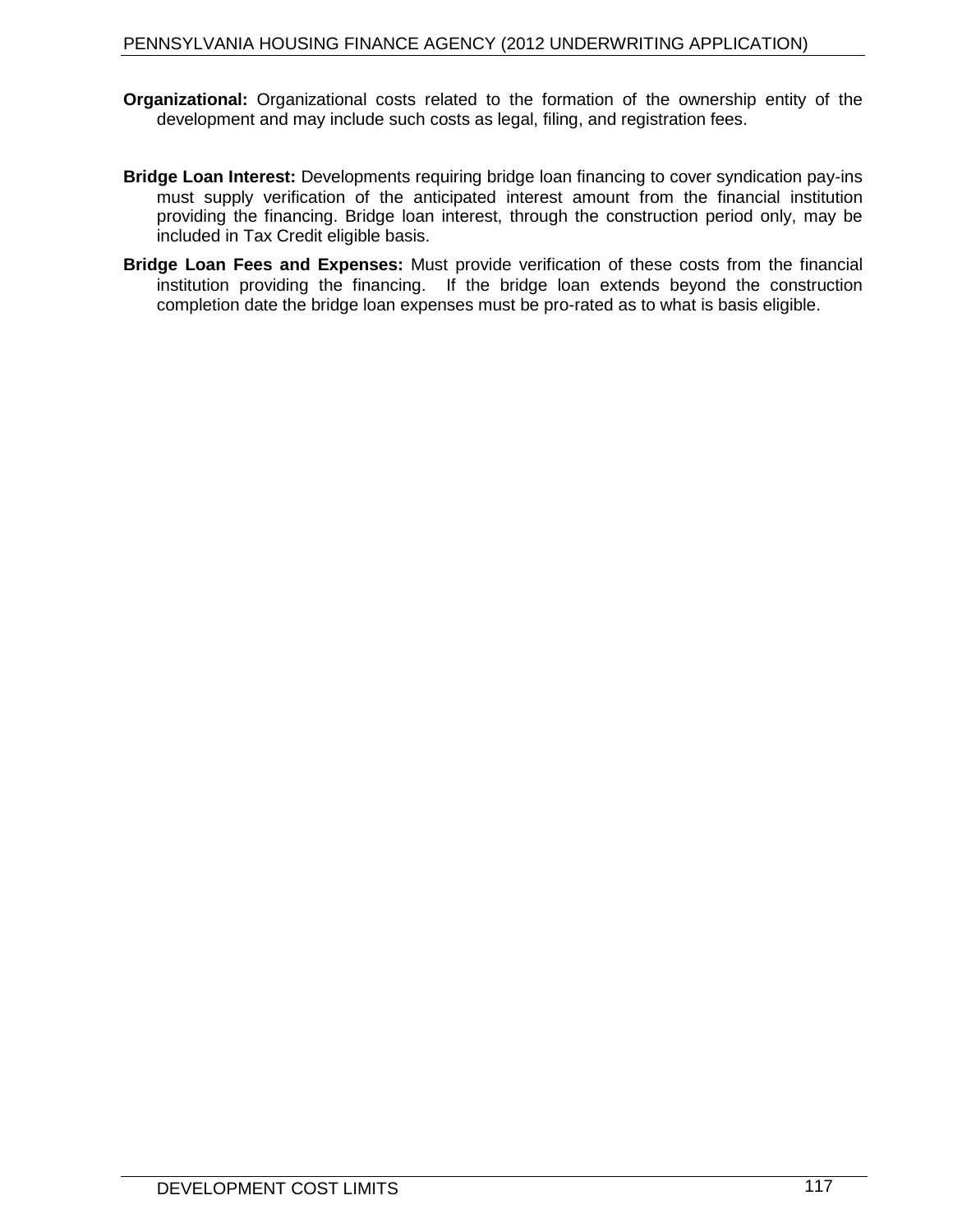**Organizational:** Organizational costs related to the formation of the ownership entity of the development and may include such costs as legal, filing, and registration fees.

**Bridge Loan Interest:** Developments requiring bridge loan financing to cover syndication pay-ins must supply verification of the anticipated interest amount from the financial institution providing the financing. Bridge loan interest, through the construction period only, may be included in Tax Credit eligible basis.

**Bridge Loan Fees and Expenses:** Must provide verification of these costs from the financial institution providing the financing. If the bridge loan extends beyond the construction completion date the bridge loan expenses must be pro-rated as to what is basis eligible.